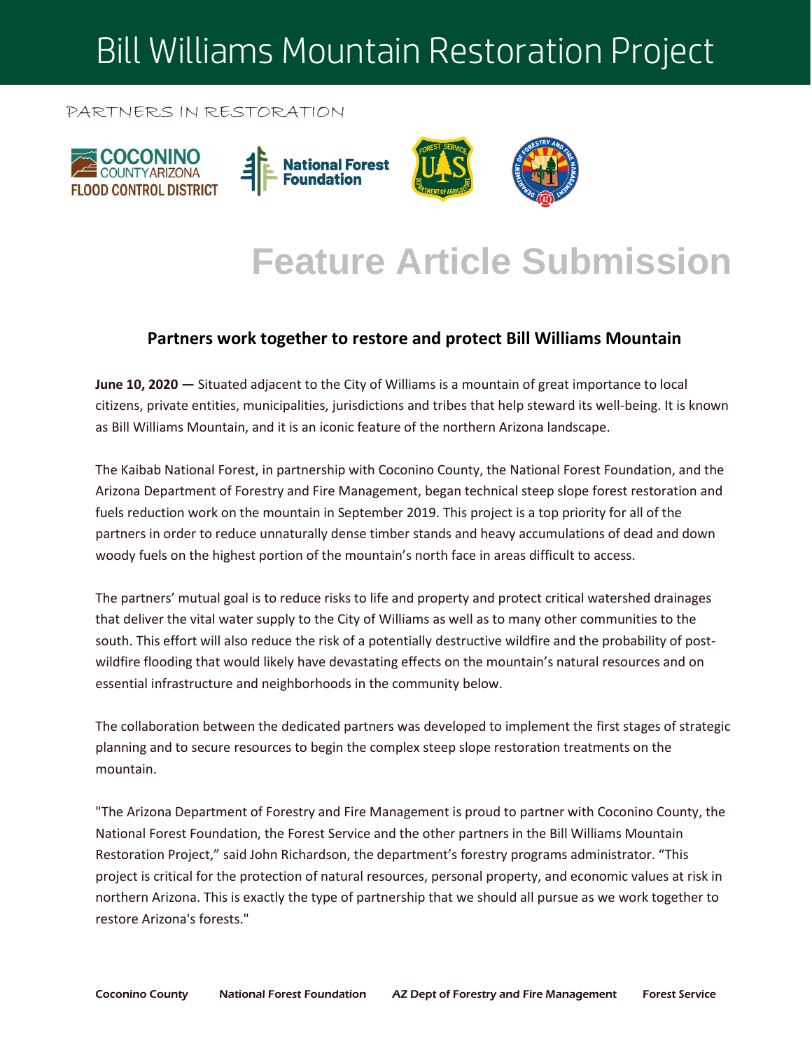# Bill Williams Mountain Restoration Project

PARTNERS IN RESTORATION

COCONINO COUNTY ARIZONA FLOOD CONTROL DISTRICT

National Forest Foundation

## Feature Article Submission

### Partners work together to restore and protect Bill Williams Mountain

**June 10, 2020 —** Situated adjacent to the City of Williams is a mountain of great importance to local citizens, private entities, municipalities, jurisdictions and tribes that help steward its well-being. It is known as Bill Williams Mountain, and it is an iconic feature of the northern Arizona landscape.

The Kaibab National Forest, in partnership with Coconino County, the National Forest Foundation, and the Arizona Department of Forestry and Fire Management, began technical steep slope forest restoration and fuels reduction work on the mountain in September 2019. This project is a top priority for all of the partners in order to reduce unnaturally dense timber stands and heavy accumulations of dead and down woody fuels on the highest portion of the mountain's north face in areas difficult to access.

The partners' mutual goal is to reduce risks to life and property and protect critical watershed drainages that deliver the vital water supply to the City of Williams as well as to many other communities to the south. This effort will also reduce the risk of a potentially destructive wildfire and the probability of post-wildfire flooding that would likely have devastating effects on the mountain's natural resources and on essential infrastructure and neighborhoods in the community below.

The collaboration between the dedicated partners was developed to implement the first stages of strategic planning and to secure resources to begin the complex steep slope restoration treatments on the mountain.

"The Arizona Department of Forestry and Fire Management is proud to partner with Coconino County, the National Forest Foundation, the Forest Service and the other partners in the Bill Williams Mountain Restoration Project," said John Richardson, the department's forestry programs administrator. "This project is critical for the protection of natural resources, personal property, and economic values at risk in northern Arizona. This is exactly the type of partnership that we should all pursue as we work together to restore Arizona's forests."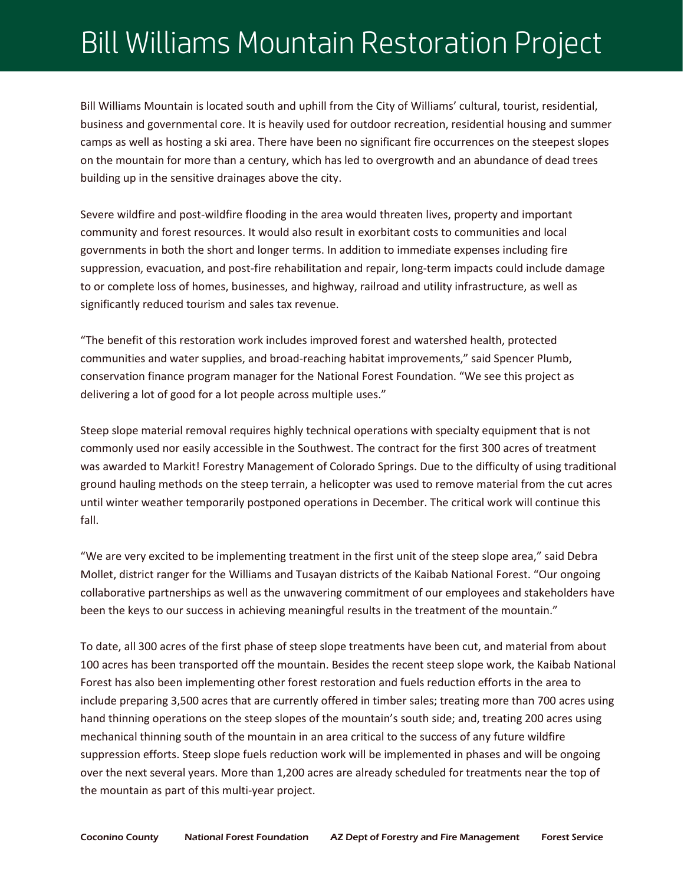# Bill Williams Mountain Restoration Project

Bill Williams Mountain is located south and uphill from the City of Williams' cultural, tourist, residential, business and governmental core. It is heavily used for outdoor recreation, residential housing and summer camps as well as hosting a ski area. There have been no significant fire occurrences on the steepest slopes on the mountain for more than a century, which has led to overgrowth and an abundance of dead trees building up in the sensitive drainages above the city.

Severe wildfire and post-wildfire flooding in the area would threaten lives, property and important community and forest resources. It would also result in exorbitant costs to communities and local governments in both the short and longer terms. In addition to immediate expenses including fire suppression, evacuation, and post-fire rehabilitation and repair, long-term impacts could include damage to or complete loss of homes, businesses, and highway, railroad and utility infrastructure, as well as significantly reduced tourism and sales tax revenue.

"The benefit of this restoration work includes improved forest and watershed health, protected communities and water supplies, and broad-reaching habitat improvements," said Spencer Plumb, conservation finance program manager for the National Forest Foundation. "We see this project as delivering a lot of good for a lot people across multiple uses."

Steep slope material removal requires highly technical operations with specialty equipment that is not commonly used nor easily accessible in the Southwest. The contract for the first 300 acres of treatment was awarded to Markit! Forestry Management of Colorado Springs. Due to the difficulty of using traditional ground hauling methods on the steep terrain, a helicopter was used to remove material from the cut acres until winter weather temporarily postponed operations in December. The critical work will continue this fall.

"We are very excited to be implementing treatment in the first unit of the steep slope area," said Debra Mollet, district ranger for the Williams and Tusayan districts of the Kaibab National Forest. "Our ongoing collaborative partnerships as well as the unwavering commitment of our employees and stakeholders have been the keys to our success in achieving meaningful results in the treatment of the mountain."

To date, all 300 acres of the first phase of steep slope treatments have been cut, and material from about 100 acres has been transported off the mountain. Besides the recent steep slope work, the Kaibab National Forest has also been implementing other forest restoration and fuels reduction efforts in the area to include preparing 3,500 acres that are currently offered in timber sales; treating more than 700 acres using hand thinning operations on the steep slopes of the mountain's south side; and, treating 200 acres using mechanical thinning south of the mountain in an area critical to the success of any future wildfire suppression efforts. Steep slope fuels reduction work will be implemented in phases and will be ongoing over the next several years. More than 1,200 acres are already scheduled for treatments near the top of the mountain as part of this multi-year project.

Coconino County National Forest Foundation AZ Dept of Forestry and Fire Management Forest Service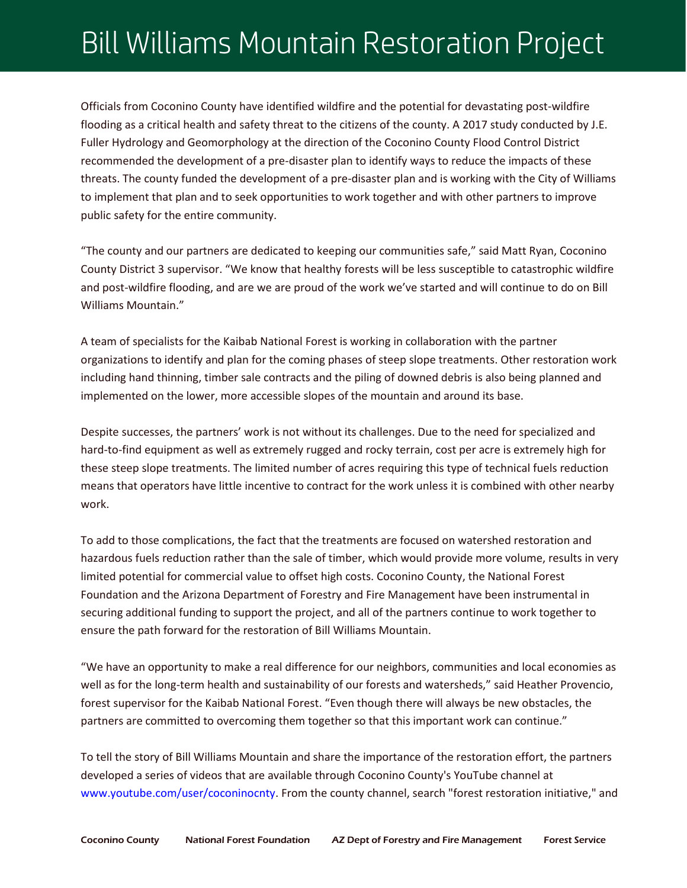# Bill Williams Mountain Restoration Project

Officials from Coconino County have identified wildfire and the potential for devastating post-wildfire flooding as a critical health and safety threat to the citizens of the county. A 2017 study conducted by J.E. Fuller Hydrology and Geomorphology at the direction of the Coconino County Flood Control District recommended the development of a pre-disaster plan to identify ways to reduce the impacts of these threats. The county funded the development of a pre-disaster plan and is working with the City of Williams to implement that plan and to seek opportunities to work together and with other partners to improve public safety for the entire community.

"The county and our partners are dedicated to keeping our communities safe," said Matt Ryan, Coconino County District 3 supervisor. "We know that healthy forests will be less susceptible to catastrophic wildfire and post-wildfire flooding, and are we are proud of the work we've started and will continue to do on Bill Williams Mountain."

A team of specialists for the Kaibab National Forest is working in collaboration with the partner organizations to identify and plan for the coming phases of steep slope treatments. Other restoration work including hand thinning, timber sale contracts and the piling of downed debris is also being planned and implemented on the lower, more accessible slopes of the mountain and around its base.

Despite successes, the partners' work is not without its challenges. Due to the need for specialized and hard-to-find equipment as well as extremely rugged and rocky terrain, cost per acre is extremely high for these steep slope treatments. The limited number of acres requiring this type of technical fuels reduction means that operators have little incentive to contract for the work unless it is combined with other nearby work.

To add to those complications, the fact that the treatments are focused on watershed restoration and hazardous fuels reduction rather than the sale of timber, which would provide more volume, results in very limited potential for commercial value to offset high costs. Coconino County, the National Forest Foundation and the Arizona Department of Forestry and Fire Management have been instrumental in securing additional funding to support the project, and all of the partners continue to work together to ensure the path forward for the restoration of Bill Williams Mountain.

"We have an opportunity to make a real difference for our neighbors, communities and local economies as well as for the long-term health and sustainability of our forests and watersheds," said Heather Provencio, forest supervisor for the Kaibab National Forest. "Even though there will always be new obstacles, the partners are committed to overcoming them together so that this important work can continue."

To tell the story of Bill Williams Mountain and share the importance of the restoration effort, the partners developed a series of videos that are available through Coconino County's YouTube channel at www.youtube.com/user/coconinocnty. From the county channel, search "forest restoration initiative," and

Coconino County National Forest Foundation AZ Dept of Forestry and Fire Management Forest Service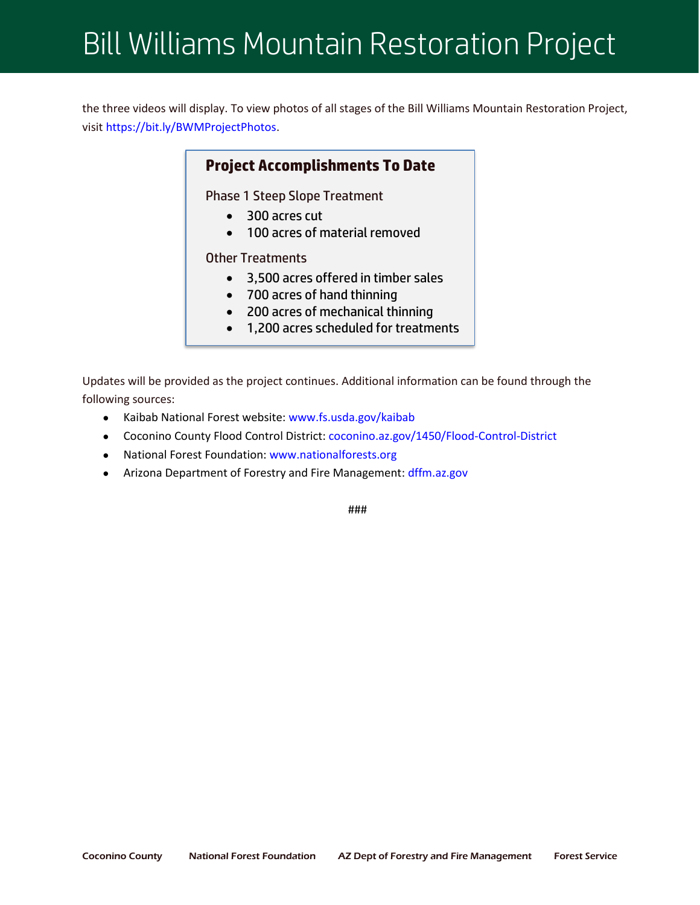the three videos will display. To view photos of all stages of the Bill Williams Mountain Restoration Project, visit https://bit.ly/BWMProjectPhotos.

**Project Accomplishments To Date**

Phase 1 Steep Slope Treatment

- 300 acres cut
- 100 acres of material removed

Other Treatments

- 3,500 acres offered in timber sales
- 700 acres of hand thinning
- 200 acres of mechanical thinning
- 1,200 acres scheduled for treatments

Updates will be provided as the project continues. Additional information can be found through the following sources:

- Kaibab National Forest website: www.fs.usda.gov/kaibab
- Coconino County Flood Control District: coconino.az.gov/1450/Flood-Control-District
- National Forest Foundation: www.nationalforests.org
- Arizona Department of Forestry and Fire Management: dffm.az.gov

###